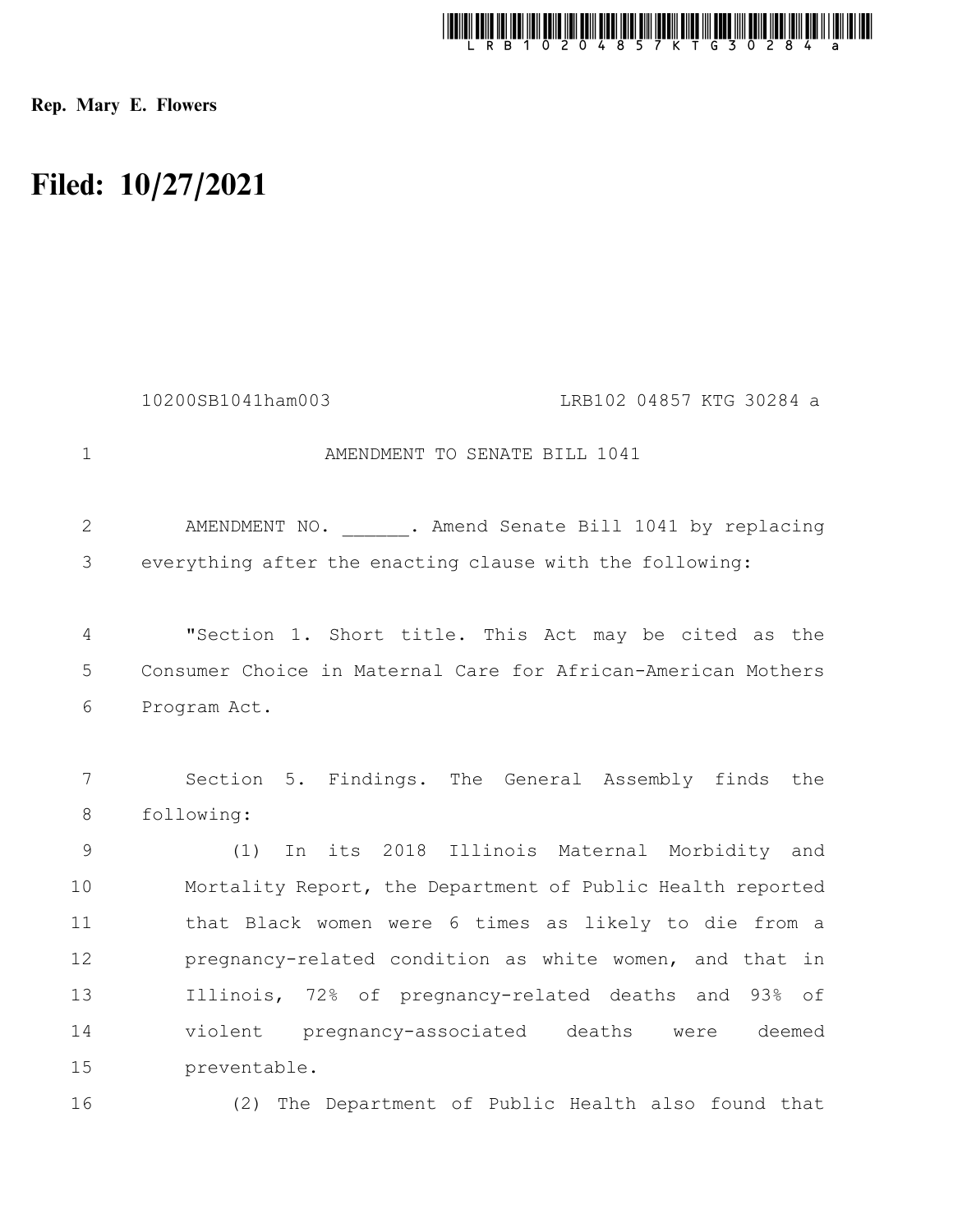Rep. Mary E. Flowers

# Filed: 10/27/2021

10200SB1041ham003 LRB102 04857 KTG 30284 a

AMENDMENT TO SENATE BILL 1041

AMENDMENT NO. ______. Amend Senate Bill 1041 by replacing everything after the enacting clause with the following:

"Section 1. Short title. This Act may be cited as the Consumer Choice in Maternal Care for African-American Mothers Program Act.

Section 5. Findings. The General Assembly finds the following:

(1) In its 2018 Illinois Maternal Morbidity and Mortality Report, the Department of Public Health reported that Black women were 6 times as likely to die from a pregnancy-related condition as white women, and that in Illinois, 72% of pregnancy-related deaths and 93% of violent pregnancy-associated deaths were deemed preventable.

(2) The Department of Public Health also found that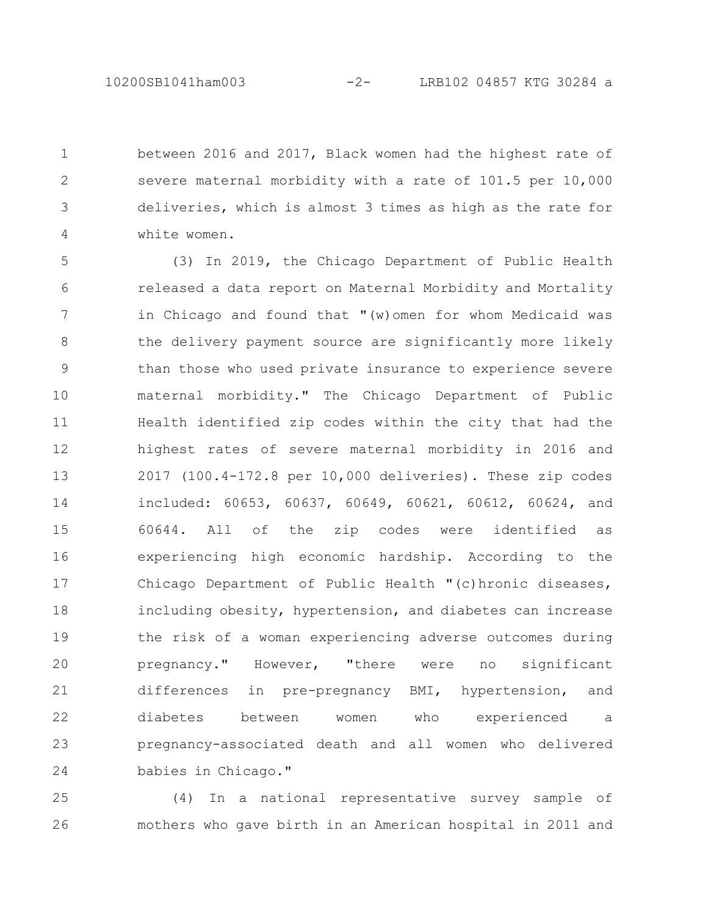between 2016 and 2017, Black women had the highest rate of severe maternal morbidity with a rate of 101.5 per 10,000 deliveries, which is almost 3 times as high as the rate for white women.

(3) In 2019, the Chicago Department of Public Health released a data report on Maternal Morbidity and Mortality in Chicago and found that "(w)omen for whom Medicaid was the delivery payment source are significantly more likely than those who used private insurance to experience severe maternal morbidity." The Chicago Department of Public Health identified zip codes within the city that had the highest rates of severe maternal morbidity in 2016 and 2017 (100.4-172.8 per 10,000 deliveries). These zip codes included: 60653, 60637, 60649, 60621, 60612, 60624, and 60644. All of the zip codes were identified as experiencing high economic hardship. According to the Chicago Department of Public Health "(c)hronic diseases, including obesity, hypertension, and diabetes can increase the risk of a woman experiencing adverse outcomes during pregnancy." However, "there were no significant differences in pre-pregnancy BMI, hypertension, and diabetes between women who experienced a pregnancy-associated death and all women who delivered babies in Chicago."

(4) In a national representative survey sample of mothers who gave birth in an American hospital in 2011 and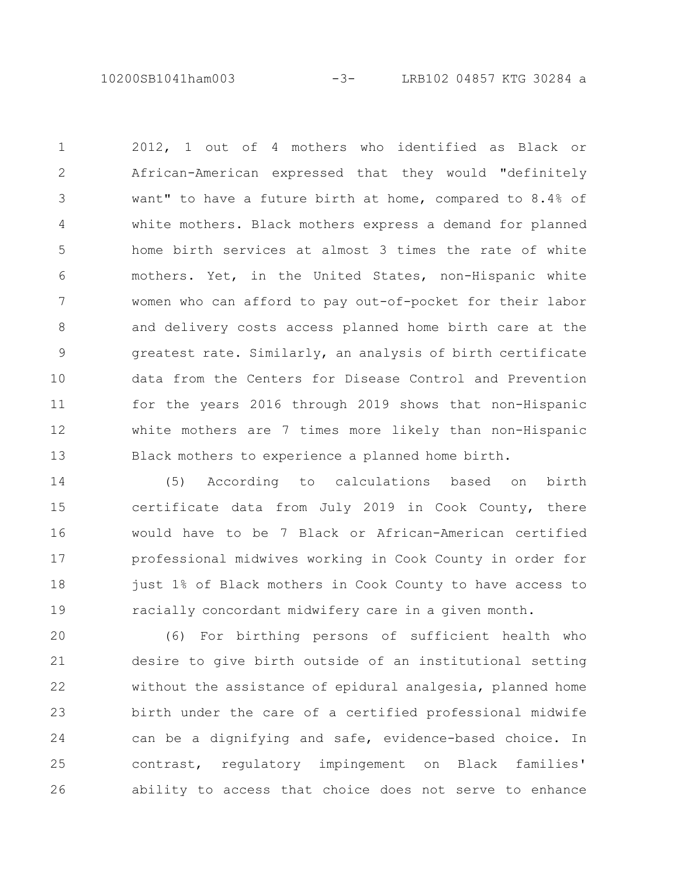2012, 1 out of 4 mothers who identified as Black or African-American expressed that they would "definitely want" to have a future birth at home, compared to 8.4% of white mothers. Black mothers express a demand for planned home birth services at almost 3 times the rate of white mothers. Yet, in the United States, non-Hispanic white women who can afford to pay out-of-pocket for their labor and delivery costs access planned home birth care at the greatest rate. Similarly, an analysis of birth certificate data from the Centers for Disease Control and Prevention for the years 2016 through 2019 shows that non-Hispanic white mothers are 7 times more likely than non-Hispanic Black mothers to experience a planned home birth.

(5) According to calculations based on birth certificate data from July 2019 in Cook County, there would have to be 7 Black or African-American certified professional midwives working in Cook County in order for just 1% of Black mothers in Cook County to have access to racially concordant midwifery care in a given month.

(6) For birthing persons of sufficient health who desire to give birth outside of an institutional setting without the assistance of epidural analgesia, planned home birth under the care of a certified professional midwife can be a dignifying and safe, evidence-based choice. In contrast, regulatory impingement on Black families' ability to access that choice does not serve to enhance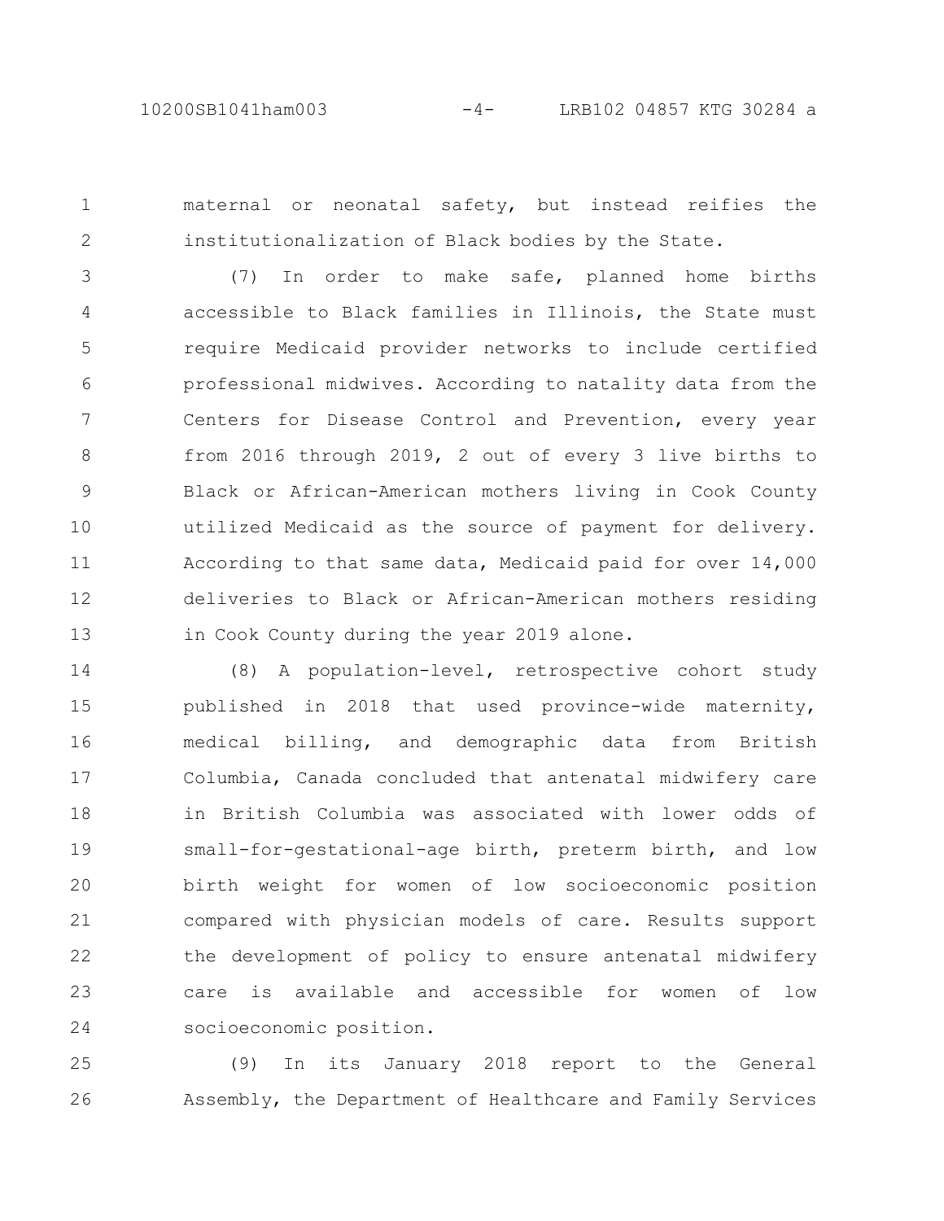maternal or neonatal safety, but instead reifies the institutionalization of Black bodies by the State.

(7) In order to make safe, planned home births accessible to Black families in Illinois, the State must require Medicaid provider networks to include certified professional midwives. According to natality data from the Centers for Disease Control and Prevention, every year from 2016 through 2019, 2 out of every 3 live births to Black or African-American mothers living in Cook County utilized Medicaid as the source of payment for delivery. According to that same data, Medicaid paid for over 14,000 deliveries to Black or African-American mothers residing in Cook County during the year 2019 alone.

(8) A population-level, retrospective cohort study published in 2018 that used province-wide maternity, medical billing, and demographic data from British Columbia, Canada concluded that antenatal midwifery care in British Columbia was associated with lower odds of small-for-gestational-age birth, preterm birth, and low birth weight for women of low socioeconomic position compared with physician models of care. Results support the development of policy to ensure antenatal midwifery care is available and accessible for women of low socioeconomic position.

(9) In its January 2018 report to the General Assembly, the Department of Healthcare and Family Services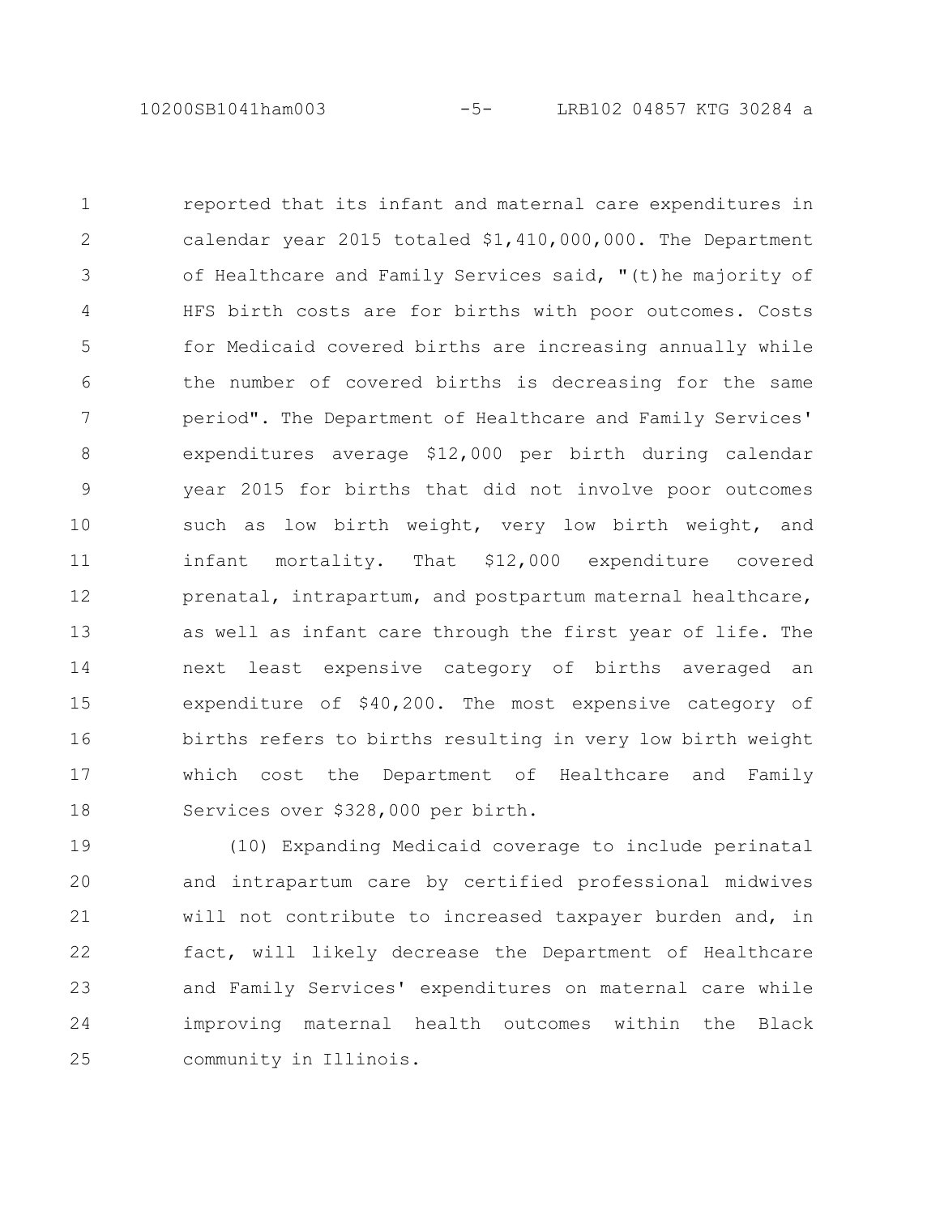reported that its infant and maternal care expenditures in calendar year 2015 totaled $1,410,000,000. The Department of Healthcare and Family Services said, "(t)he majority of HFS birth costs are for births with poor outcomes. Costs for Medicaid covered births are increasing annually while the number of covered births is decreasing for the same period". The Department of Healthcare and Family Services' expenditures average $12,000 per birth during calendar year 2015 for births that did not involve poor outcomes such as low birth weight, very low birth weight, and infant mortality. That $12,000 expenditure covered prenatal, intrapartum, and postpartum maternal healthcare, as well as infant care through the first year of life. The next least expensive category of births averaged an expenditure of $40,200. The most expensive category of births refers to births resulting in very low birth weight which cost the Department of Healthcare and Family Services over $328,000 per birth.

(10) Expanding Medicaid coverage to include perinatal and intrapartum care by certified professional midwives will not contribute to increased taxpayer burden and, in fact, will likely decrease the Department of Healthcare and Family Services' expenditures on maternal care while improving maternal health outcomes within the Black community in Illinois.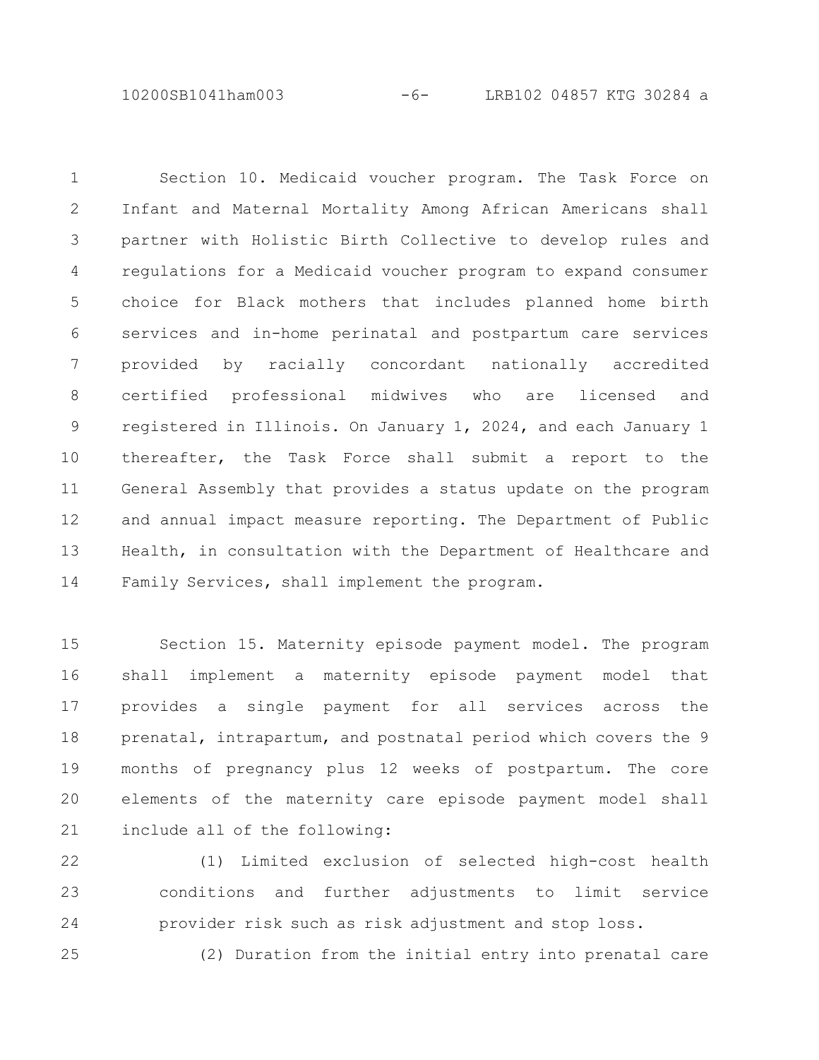Section 10. Medicaid voucher program. The Task Force on Infant and Maternal Mortality Among African Americans shall partner with Holistic Birth Collective to develop rules and regulations for a Medicaid voucher program to expand consumer choice for Black mothers that includes planned home birth services and in-home perinatal and postpartum care services provided by racially concordant nationally accredited certified professional midwives who are licensed and registered in Illinois. On January 1, 2024, and each January 1 thereafter, the Task Force shall submit a report to the General Assembly that provides a status update on the program and annual impact measure reporting. The Department of Public Health, in consultation with the Department of Healthcare and Family Services, shall implement the program.

Section 15. Maternity episode payment model. The program shall implement a maternity episode payment model that provides a single payment for all services across the prenatal, intrapartum, and postnatal period which covers the 9 months of pregnancy plus 12 weeks of postpartum. The core elements of the maternity care episode payment model shall include all of the following:

(1) Limited exclusion of selected high-cost health conditions and further adjustments to limit service provider risk such as risk adjustment and stop loss.

(2) Duration from the initial entry into prenatal care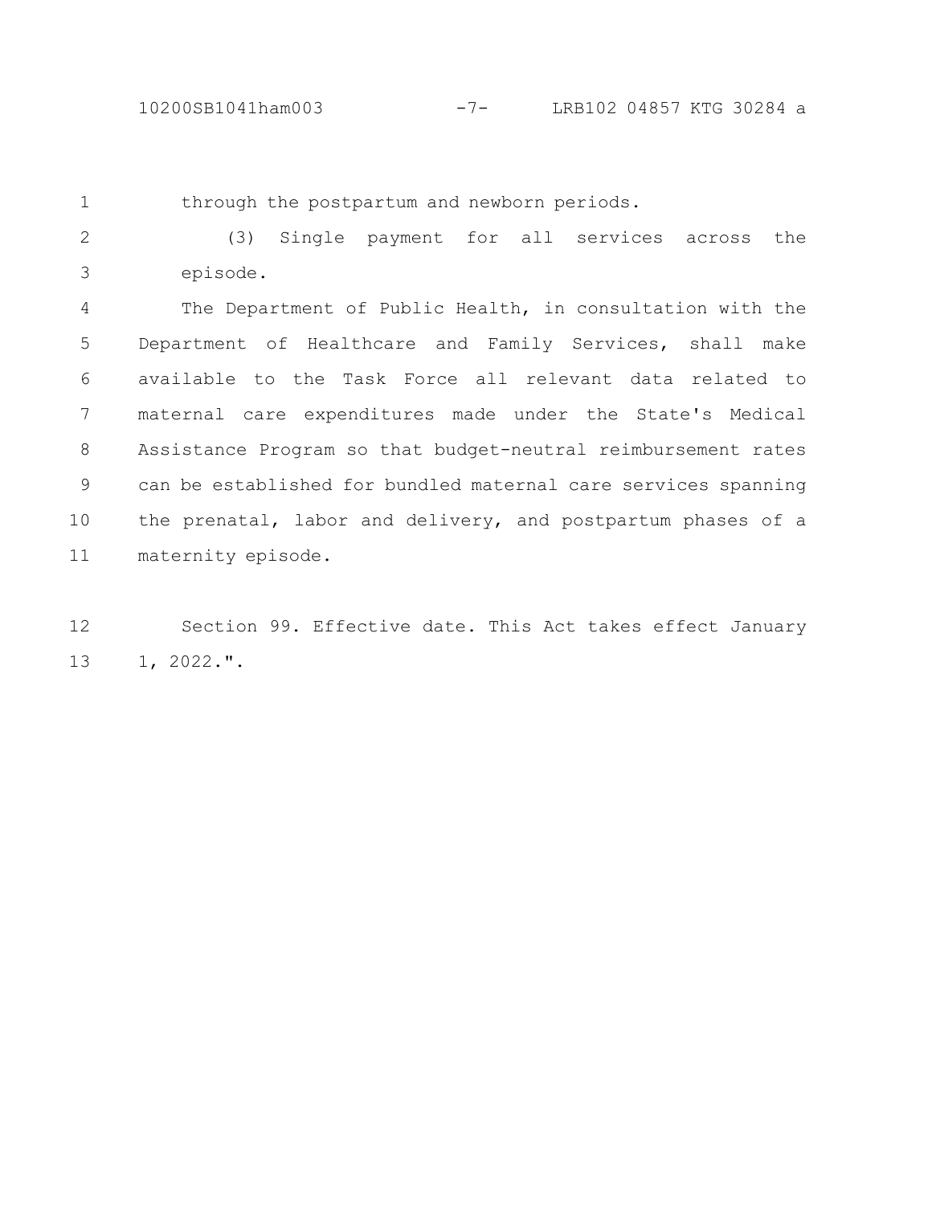through the postpartum and newborn periods.

(3) Single payment for all services across the episode.

The Department of Public Health, in consultation with the Department of Healthcare and Family Services, shall make available to the Task Force all relevant data related to maternal care expenditures made under the State's Medical Assistance Program so that budget-neutral reimbursement rates can be established for bundled maternal care services spanning the prenatal, labor and delivery, and postpartum phases of a maternity episode.

Section 99. Effective date. This Act takes effect January 1, 2022.".